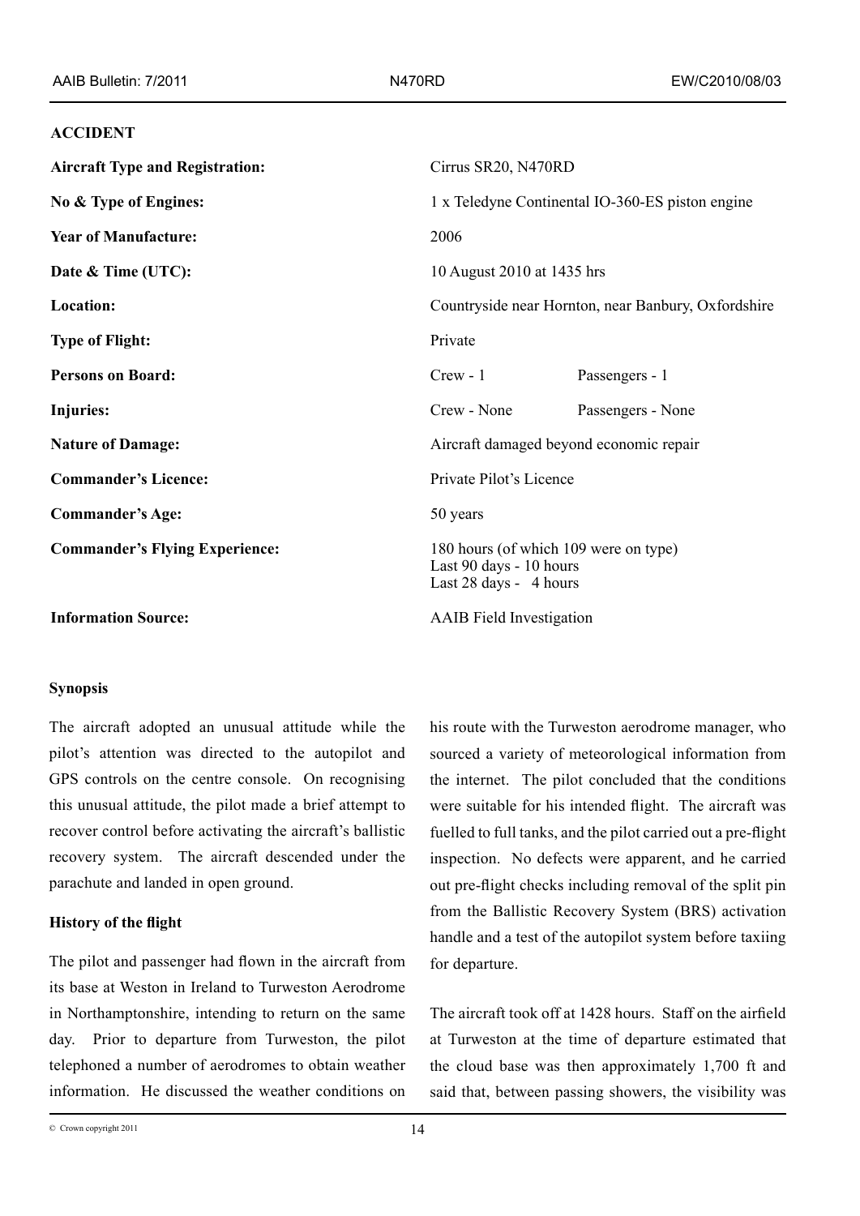## ACCIDENT

| | | |
|---|---|---|
| **Aircraft Type and Registration:** | Cirrus SR20, N470RD | |
| **No & Type of Engines:** | 1 x Teledyne Continental IO-360-ES piston engine | |
| **Year of Manufacture:** | 2006 | |
| **Date & Time (UTC):** | 10 August 2010 at 1435 hrs | |
| **Location:** | Countryside near Hornton, near Banbury, Oxfordshire | |
| **Type of Flight:** | Private | |
| **Persons on Board:** | Crew - 1 | Passengers - 1 |
| **Injuries:** | Crew - None | Passengers - None |
| **Nature of Damage:** | Aircraft damaged beyond economic repair | |
| **Commander's Licence:** | Private Pilot's Licence | |
| **Commander's Age:** | 50 years | |
| **Commander's Flying Experience:** | 180 hours (of which 109 were on type)<br>Last 90 days - 10 hours<br>Last 28 days - 4 hours | |
| **Information Source:** | AAIB Field Investigation | |

### Synopsis

The aircraft adopted an unusual attitude while the pilot's attention was directed to the autopilot and GPS controls on the centre console. On recognising this unusual attitude, the pilot made a brief attempt to recover control before activating the aircraft's ballistic recovery system. The aircraft descended under the parachute and landed in open ground.

### History of the flight

The pilot and passenger had flown in the aircraft from its base at Weston in Ireland to Turweston Aerodrome in Northamptonshire, intending to return on the same day. Prior to departure from Turweston, the pilot telephoned a number of aerodromes to obtain weather information. He discussed the weather conditions on his route with the Turweston aerodrome manager, who sourced a variety of meteorological information from the internet. The pilot concluded that the conditions were suitable for his intended flight. The aircraft was fuelled to full tanks, and the pilot carried out a pre-flight inspection. No defects were apparent, and he carried out pre-flight checks including removal of the split pin from the Ballistic Recovery System (BRS) activation handle and a test of the autopilot system before taxiing for departure.

The aircraft took off at 1428 hours. Staff on the airfield at Turweston at the time of departure estimated that the cloud base was then approximately 1,700 ft and said that, between passing showers, the visibility was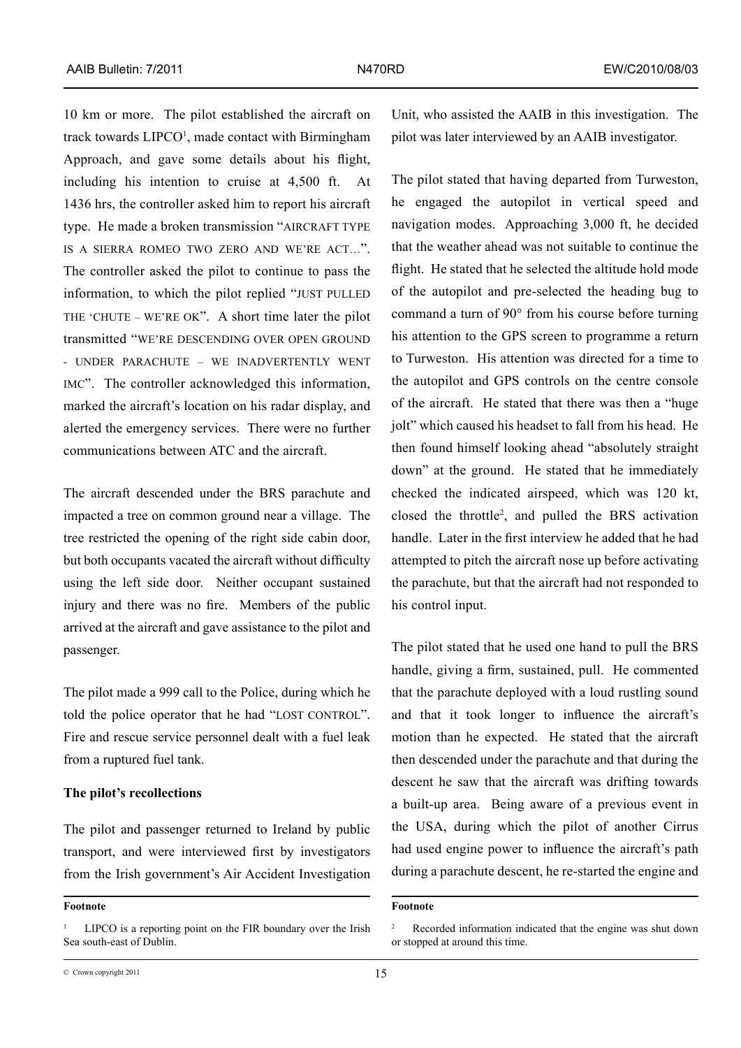10 km or more. The pilot established the aircraft on track towards LIPCO[1], made contact with Birmingham Approach, and gave some details about his flight, including his intention to cruise at 4,500 ft. At 1436 hrs, the controller asked him to report his aircraft type. He made a broken transmission "AIRCRAFT TYPE IS A SIERRA ROMEO TWO ZERO AND WE'RE ACT…". The controller asked the pilot to continue to pass the information, to which the pilot replied "JUST PULLED THE 'CHUTE – WE'RE OK". A short time later the pilot transmitted "WE'RE DESCENDING OVER OPEN GROUND - UNDER PARACHUTE – WE INADVERTENTLY WENT IMC". The controller acknowledged this information, marked the aircraft's location on his radar display, and alerted the emergency services. There were no further communications between ATC and the aircraft.

The aircraft descended under the BRS parachute and impacted a tree on common ground near a village. The tree restricted the opening of the right side cabin door, but both occupants vacated the aircraft without difficulty using the left side door. Neither occupant sustained injury and there was no fire. Members of the public arrived at the aircraft and gave assistance to the pilot and passenger.

The pilot made a 999 call to the Police, during which he told the police operator that he had "LOST CONTROL". Fire and rescue service personnel dealt with a fuel leak from a ruptured fuel tank.

**The pilot's recollections**

The pilot and passenger returned to Ireland by public transport, and were interviewed first by investigators from the Irish government's Air Accident Investigation Unit, who assisted the AAIB in this investigation. The pilot was later interviewed by an AAIB investigator.

The pilot stated that having departed from Turweston, he engaged the autopilot in vertical speed and navigation modes. Approaching 3,000 ft, he decided that the weather ahead was not suitable to continue the flight. He stated that he selected the altitude hold mode of the autopilot and pre-selected the heading bug to command a turn of 90° from his course before turning his attention to the GPS screen to programme a return to Turweston. His attention was directed for a time to the autopilot and GPS controls on the centre console of the aircraft. He stated that there was then a "huge jolt" which caused his headset to fall from his head. He then found himself looking ahead "absolutely straight down" at the ground. He stated that he immediately checked the indicated airspeed, which was 120 kt, closed the throttle[2], and pulled the BRS activation handle. Later in the first interview he added that he had attempted to pitch the aircraft nose up before activating the parachute, but that the aircraft had not responded to his control input.

The pilot stated that he used one hand to pull the BRS handle, giving a firm, sustained, pull. He commented that the parachute deployed with a loud rustling sound and that it took longer to influence the aircraft's motion than he expected. He stated that the aircraft then descended under the parachute and that during the descent he saw that the aircraft was drifting towards a built-up area. Being aware of a previous event in the USA, during which the pilot of another Cirrus had used engine power to influence the aircraft's path during a parachute descent, he re-started the engine and

**Footnote**

[1] LIPCO is a reporting point on the FIR boundary over the Irish Sea south-east of Dublin.

[2] Recorded information indicated that the engine was shut down or stopped at around this time.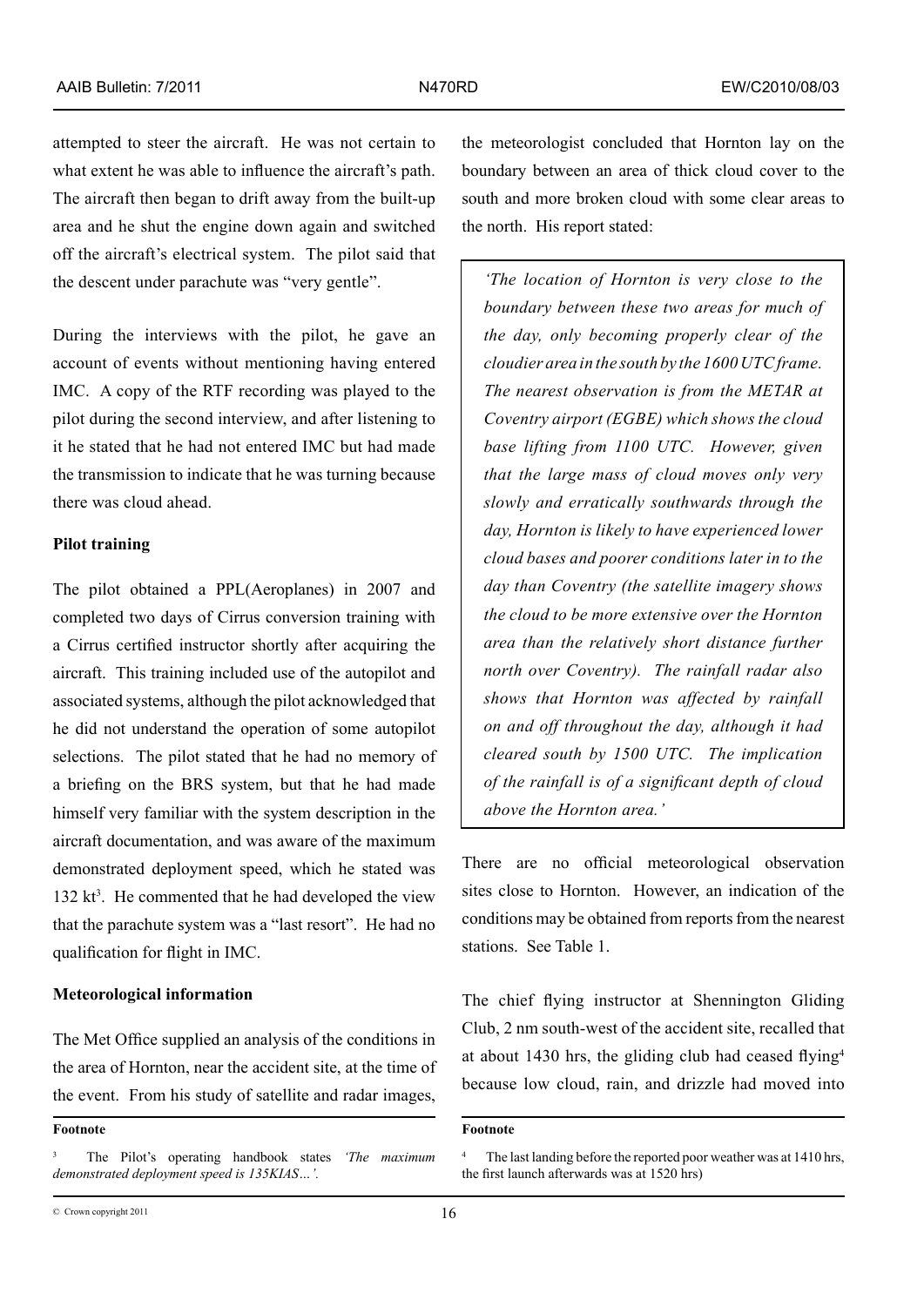attempted to steer the aircraft. He was not certain to what extent he was able to influence the aircraft's path. The aircraft then began to drift away from the built-up area and he shut the engine down again and switched off the aircraft's electrical system. The pilot said that the descent under parachute was "very gentle".

During the interviews with the pilot, he gave an account of events without mentioning having entered IMC. A copy of the RTF recording was played to the pilot during the second interview, and after listening to it he stated that he had not entered IMC but had made the transmission to indicate that he was turning because there was cloud ahead.

**Pilot training**

The pilot obtained a PPL(Aeroplanes) in 2007 and completed two days of Cirrus conversion training with a Cirrus certified instructor shortly after acquiring the aircraft. This training included use of the autopilot and associated systems, although the pilot acknowledged that he did not understand the operation of some autopilot selections. The pilot stated that he had no memory of a briefing on the BRS system, but that he had made himself very familiar with the system description in the aircraft documentation, and was aware of the maximum demonstrated deployment speed, which he stated was 132 kt[3]. He commented that he had developed the view that the parachute system was a "last resort". He had no qualification for flight in IMC.

**Meteorological information**

The Met Office supplied an analysis of the conditions in the area of Hornton, near the accident site, at the time of the event. From his study of satellite and radar images, the meteorologist concluded that Hornton lay on the boundary between an area of thick cloud cover to the south and more broken cloud with some clear areas to the north. His report stated:

> *'The location of Hornton is very close to the boundary between these two areas for much of the day, only becoming properly clear of the cloudier area in the south by the 1600 UTC frame. The nearest observation is from the METAR at Coventry airport (EGBE) which shows the cloud base lifting from 1100 UTC. However, given that the large mass of cloud moves only very slowly and erratically southwards through the day, Hornton is likely to have experienced lower cloud bases and poorer conditions later in to the day than Coventry (the satellite imagery shows the cloud to be more extensive over the Hornton area than the relatively short distance further north over Coventry). The rainfall radar also shows that Hornton was affected by rainfall on and off throughout the day, although it had cleared south by 1500 UTC. The implication of the rainfall is of a significant depth of cloud above the Hornton area.'*

There are no official meteorological observation sites close to Hornton. However, an indication of the conditions may be obtained from reports from the nearest stations. See Table 1.

The chief flying instructor at Shennington Gliding Club, 2 nm south-west of the accident site, recalled that at about 1430 hrs, the gliding club had ceased flying[4] because low cloud, rain, and drizzle had moved into

**Footnote**

[3] The Pilot's operating handbook states *'The maximum demonstrated deployment speed is 135KIAS…'.*

[4] The last landing before the reported poor weather was at 1410 hrs, the first launch afterwards was at 1520 hrs)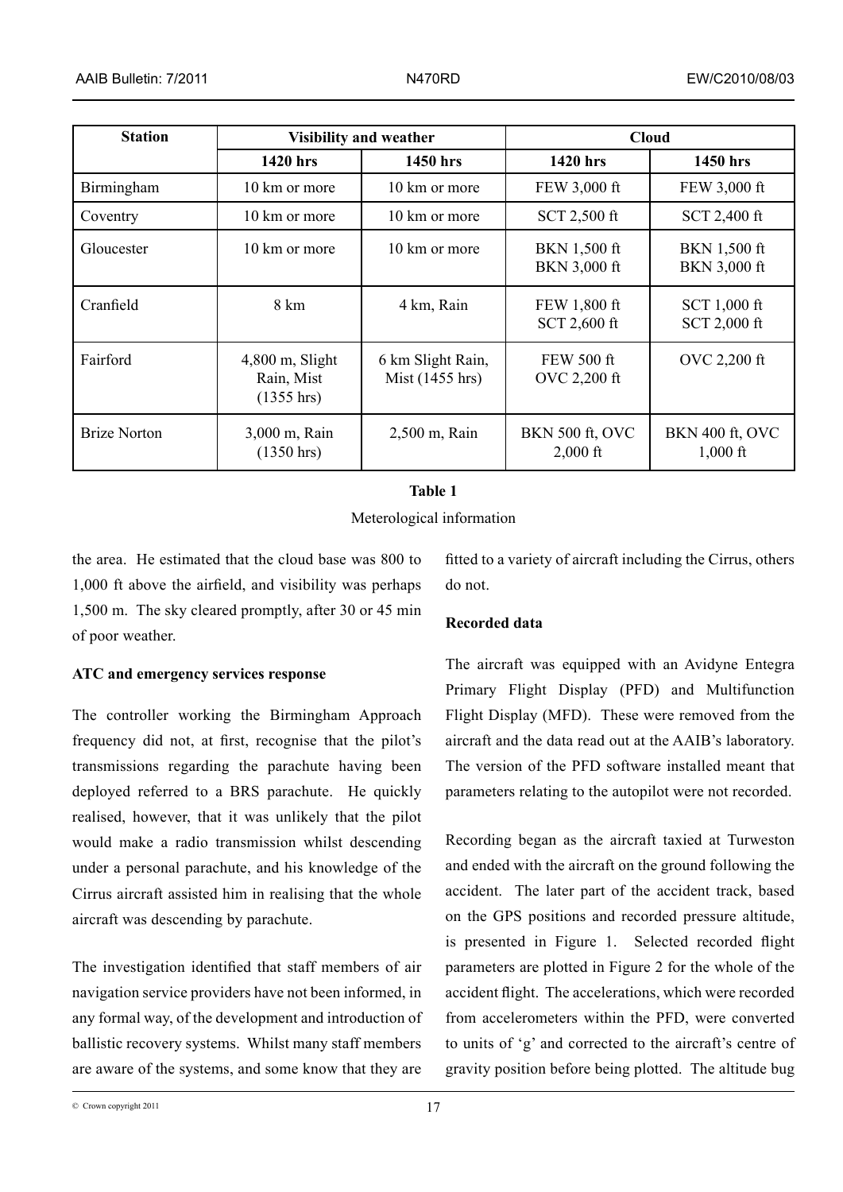| Station | Visibility and weather | | Cloud | |
|---|---|---|---|---|
| | 1420 hrs | 1450 hrs | 1420 hrs | 1450 hrs |
| Birmingham | 10 km or more | 10 km or more | FEW 3,000 ft | FEW 3,000 ft |
| Coventry | 10 km or more | 10 km or more | SCT 2,500 ft | SCT 2,400 ft |
| Gloucester | 10 km or more | 10 km or more | BKN 1,500 ft BKN 3,000 ft | BKN 1,500 ft BKN 3,000 ft |
| Cranfield | 8 km | 4 km, Rain | FEW 1,800 ft SCT 2,600 ft | SCT 1,000 ft SCT 2,000 ft |
| Fairford | 4,800 m, Slight Rain, Mist (1355 hrs) | 6 km Slight Rain, Mist (1455 hrs) | FEW 500 ft OVC 2,200 ft | OVC 2,200 ft |
| Brize Norton | 3,000 m, Rain (1350 hrs) | 2,500 m, Rain | BKN 500 ft, OVC 2,000 ft | BKN 400 ft, OVC 1,000 ft |

**Table 1**

Meterological information

the area. He estimated that the cloud base was 800 to 1,000 ft above the airfield, and visibility was perhaps 1,500 m. The sky cleared promptly, after 30 or 45 min of poor weather.

**ATC and emergency services response**

The controller working the Birmingham Approach frequency did not, at first, recognise that the pilot's transmissions regarding the parachute having been deployed referred to a BRS parachute. He quickly realised, however, that it was unlikely that the pilot would make a radio transmission whilst descending under a personal parachute, and his knowledge of the Cirrus aircraft assisted him in realising that the whole aircraft was descending by parachute.

The investigation identified that staff members of air navigation service providers have not been informed, in any formal way, of the development and introduction of ballistic recovery systems. Whilst many staff members are aware of the systems, and some know that they are fitted to a variety of aircraft including the Cirrus, others do not.

**Recorded data**

The aircraft was equipped with an Avidyne Entegra Primary Flight Display (PFD) and Multifunction Flight Display (MFD). These were removed from the aircraft and the data read out at the AAIB's laboratory. The version of the PFD software installed meant that parameters relating to the autopilot were not recorded.

Recording began as the aircraft taxied at Turweston and ended with the aircraft on the ground following the accident. The later part of the accident track, based on the GPS positions and recorded pressure altitude, is presented in Figure 1. Selected recorded flight parameters are plotted in Figure 2 for the whole of the accident flight. The accelerations, which were recorded from accelerometers within the PFD, were converted to units of 'g' and corrected to the aircraft's centre of gravity position before being plotted. The altitude bug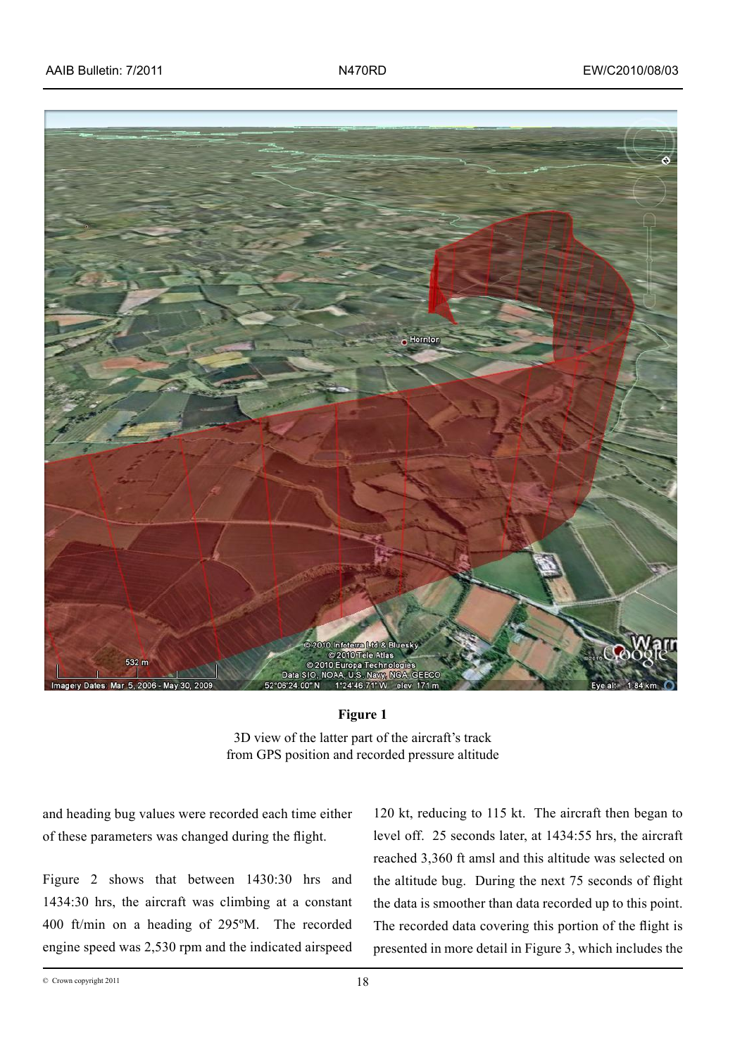**Figure 1**

3D view of the latter part of the aircraft's track from GPS position and recorded pressure altitude

and heading bug values were recorded each time either of these parameters was changed during the flight.

Figure 2 shows that between 1430:30 hrs and 1434:30 hrs, the aircraft was climbing at a constant 400 ft/min on a heading of 295ºM. The recorded engine speed was 2,530 rpm and the indicated airspeed 120 kt, reducing to 115 kt. The aircraft then began to level off. 25 seconds later, at 1434:55 hrs, the aircraft reached 3,360 ft amsl and this altitude was selected on the altitude bug. During the next 75 seconds of flight the data is smoother than data recorded up to this point. The recorded data covering this portion of the flight is presented in more detail in Figure 3, which includes the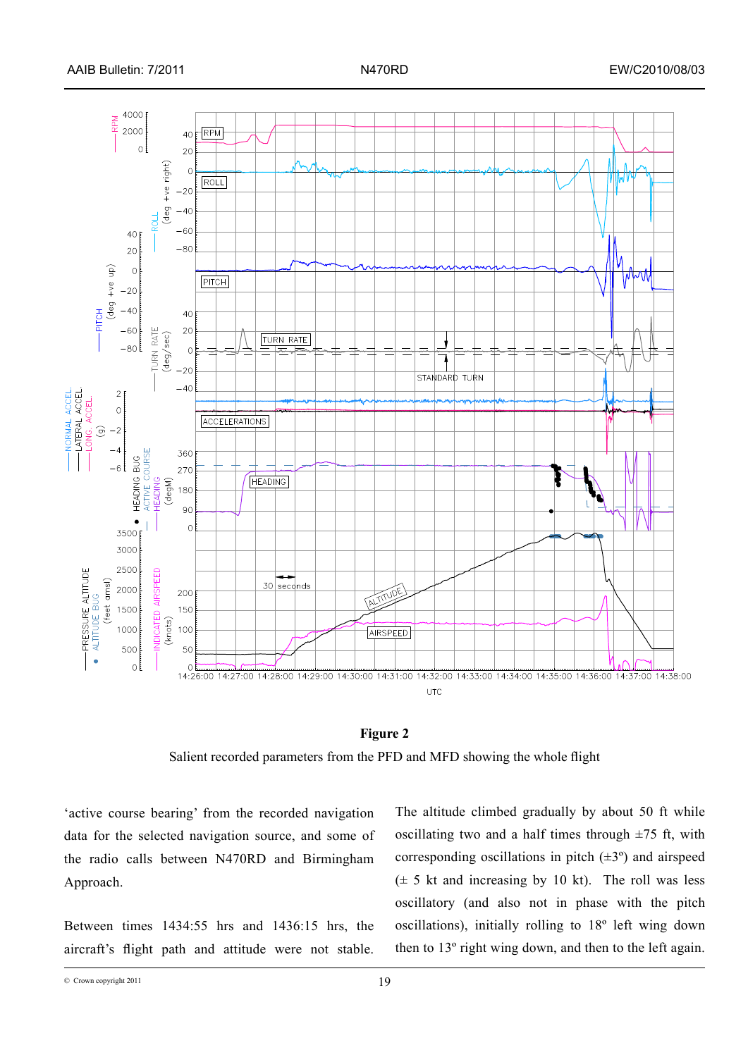**Figure 2**

Salient recorded parameters from the PFD and MFD showing the whole flight

'active course bearing' from the recorded navigation data for the selected navigation source, and some of the radio calls between N470RD and Birmingham Approach.

Between times 1434:55 hrs and 1436:15 hrs, the aircraft's flight path and attitude were not stable. The altitude climbed gradually by about 50 ft while oscillating two and a half times through ±75 ft, with corresponding oscillations in pitch (±3º) and airspeed (± 5 kt and increasing by 10 kt). The roll was less oscillatory (and also not in phase with the pitch oscillations), initially rolling to 18º left wing down then to 13º right wing down, and then to the left again.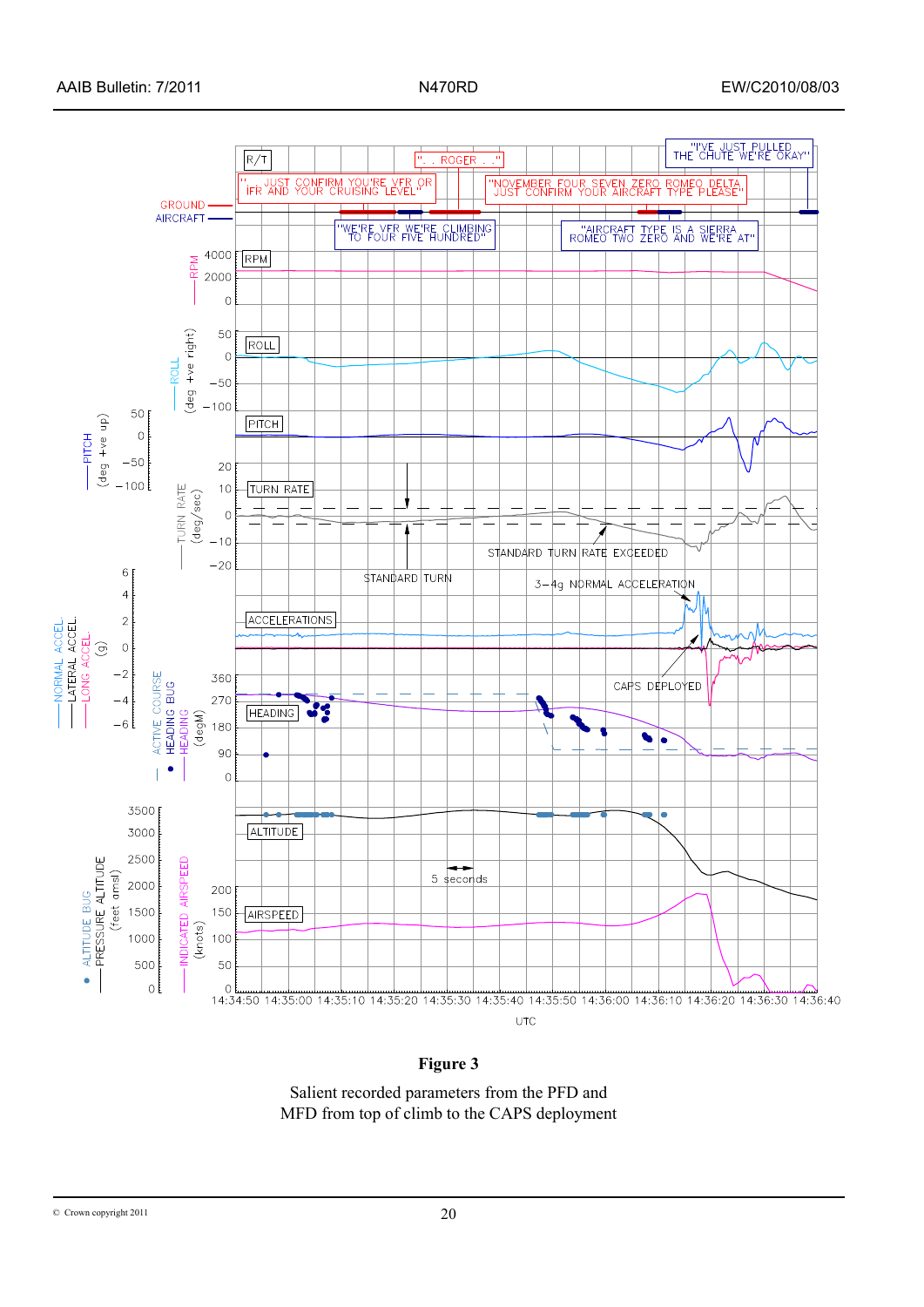**Figure 3**

Salient recorded parameters from the PFD and MFD from top of climb to the CAPS deployment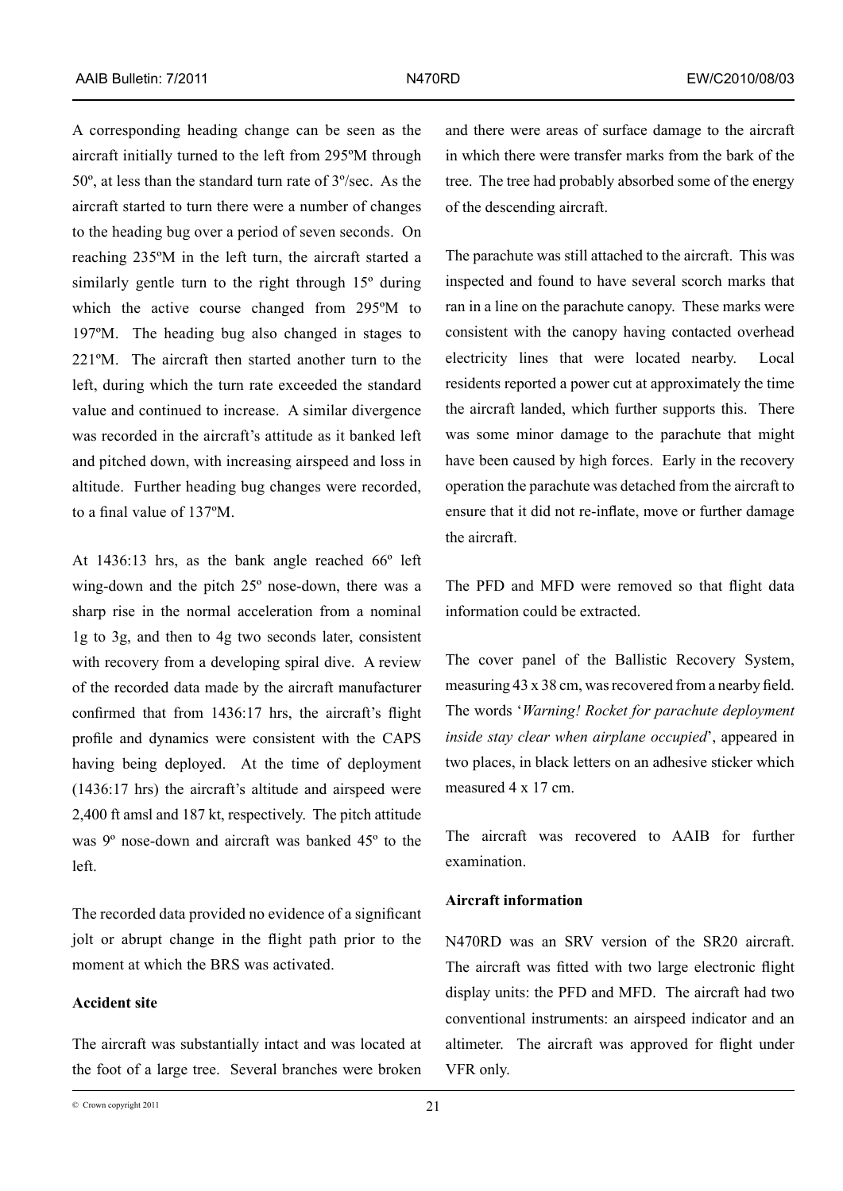A corresponding heading change can be seen as the aircraft initially turned to the left from 295ºM through 50º, at less than the standard turn rate of 3º/sec. As the aircraft started to turn there were a number of changes to the heading bug over a period of seven seconds. On reaching 235ºM in the left turn, the aircraft started a similarly gentle turn to the right through 15º during which the active course changed from 295ºM to 197ºM. The heading bug also changed in stages to 221ºM. The aircraft then started another turn to the left, during which the turn rate exceeded the standard value and continued to increase. A similar divergence was recorded in the aircraft's attitude as it banked left and pitched down, with increasing airspeed and loss in altitude. Further heading bug changes were recorded, to a final value of 137ºM.

At 1436:13 hrs, as the bank angle reached 66º left wing-down and the pitch 25º nose-down, there was a sharp rise in the normal acceleration from a nominal 1g to 3g, and then to 4g two seconds later, consistent with recovery from a developing spiral dive. A review of the recorded data made by the aircraft manufacturer confirmed that from 1436:17 hrs, the aircraft's flight profile and dynamics were consistent with the CAPS having being deployed. At the time of deployment (1436:17 hrs) the aircraft's altitude and airspeed were 2,400 ft amsl and 187 kt, respectively. The pitch attitude was 9º nose-down and aircraft was banked 45º to the left.

The recorded data provided no evidence of a significant jolt or abrupt change in the flight path prior to the moment at which the BRS was activated.

**Accident site**

The aircraft was substantially intact and was located at the foot of a large tree. Several branches were broken and there were areas of surface damage to the aircraft in which there were transfer marks from the bark of the tree. The tree had probably absorbed some of the energy of the descending aircraft.

The parachute was still attached to the aircraft. This was inspected and found to have several scorch marks that ran in a line on the parachute canopy. These marks were consistent with the canopy having contacted overhead electricity lines that were located nearby. Local residents reported a power cut at approximately the time the aircraft landed, which further supports this. There was some minor damage to the parachute that might have been caused by high forces. Early in the recovery operation the parachute was detached from the aircraft to ensure that it did not re-inflate, move or further damage the aircraft.

The PFD and MFD were removed so that flight data information could be extracted.

The cover panel of the Ballistic Recovery System, measuring 43 x 38 cm, was recovered from a nearby field. The words '*Warning! Rocket for parachute deployment inside stay clear when airplane occupied*', appeared in two places, in black letters on an adhesive sticker which measured 4 x 17 cm.

The aircraft was recovered to AAIB for further examination.

**Aircraft information**

N470RD was an SRV version of the SR20 aircraft. The aircraft was fitted with two large electronic flight display units: the PFD and MFD. The aircraft had two conventional instruments: an airspeed indicator and an altimeter. The aircraft was approved for flight under VFR only.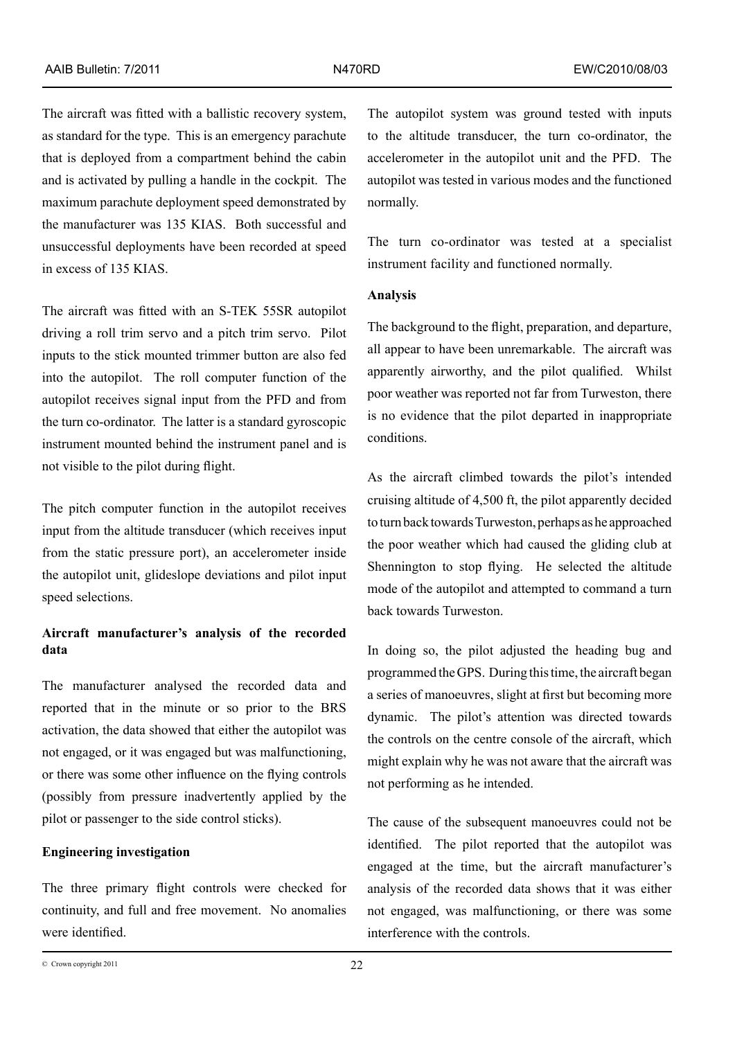The aircraft was fitted with a ballistic recovery system, as standard for the type. This is an emergency parachute that is deployed from a compartment behind the cabin and is activated by pulling a handle in the cockpit. The maximum parachute deployment speed demonstrated by the manufacturer was 135 KIAS. Both successful and unsuccessful deployments have been recorded at speed in excess of 135 KIAS.

The aircraft was fitted with an S-TEK 55SR autopilot driving a roll trim servo and a pitch trim servo. Pilot inputs to the stick mounted trimmer button are also fed into the autopilot. The roll computer function of the autopilot receives signal input from the PFD and from the turn co-ordinator. The latter is a standard gyroscopic instrument mounted behind the instrument panel and is not visible to the pilot during flight.

The pitch computer function in the autopilot receives input from the altitude transducer (which receives input from the static pressure port), an accelerometer inside the autopilot unit, glideslope deviations and pilot input speed selections.

**Aircraft manufacturer's analysis of the recorded data**

The manufacturer analysed the recorded data and reported that in the minute or so prior to the BRS activation, the data showed that either the autopilot was not engaged, or it was engaged but was malfunctioning, or there was some other influence on the flying controls (possibly from pressure inadvertently applied by the pilot or passenger to the side control sticks).

**Engineering investigation**

The three primary flight controls were checked for continuity, and full and free movement. No anomalies were identified.

The autopilot system was ground tested with inputs to the altitude transducer, the turn co-ordinator, the accelerometer in the autopilot unit and the PFD. The autopilot was tested in various modes and the functioned normally.

The turn co-ordinator was tested at a specialist instrument facility and functioned normally.

**Analysis**

The background to the flight, preparation, and departure, all appear to have been unremarkable. The aircraft was apparently airworthy, and the pilot qualified. Whilst poor weather was reported not far from Turweston, there is no evidence that the pilot departed in inappropriate conditions.

As the aircraft climbed towards the pilot's intended cruising altitude of 4,500 ft, the pilot apparently decided to turn back towards Turweston, perhaps as he approached the poor weather which had caused the gliding club at Shennington to stop flying. He selected the altitude mode of the autopilot and attempted to command a turn back towards Turweston.

In doing so, the pilot adjusted the heading bug and programmed the GPS. During this time, the aircraft began a series of manoeuvres, slight at first but becoming more dynamic. The pilot's attention was directed towards the controls on the centre console of the aircraft, which might explain why he was not aware that the aircraft was not performing as he intended.

The cause of the subsequent manoeuvres could not be identified. The pilot reported that the autopilot was engaged at the time, but the aircraft manufacturer's analysis of the recorded data shows that it was either not engaged, was malfunctioning, or there was some interference with the controls.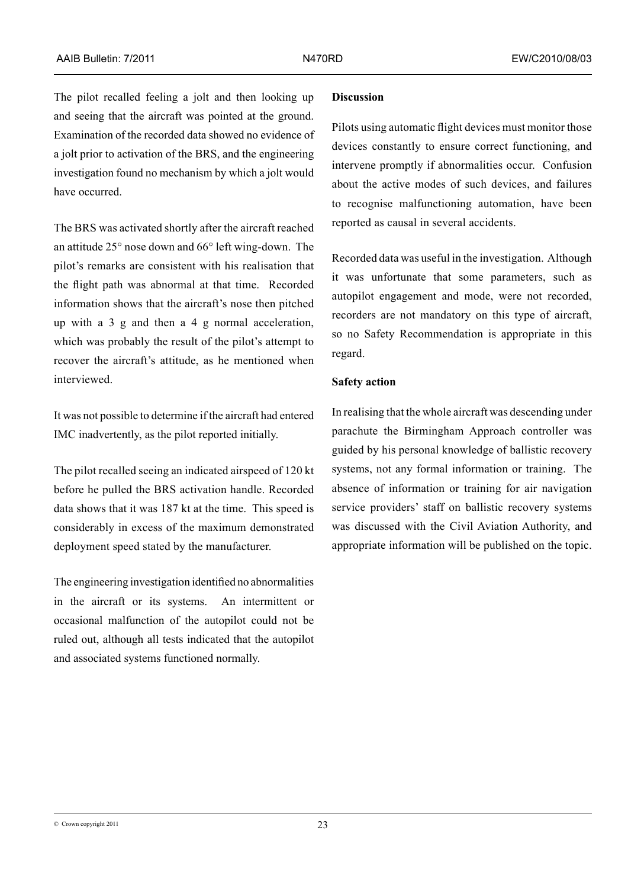The pilot recalled feeling a jolt and then looking up and seeing that the aircraft was pointed at the ground. Examination of the recorded data showed no evidence of a jolt prior to activation of the BRS, and the engineering investigation found no mechanism by which a jolt would have occurred.

The BRS was activated shortly after the aircraft reached an attitude 25° nose down and 66° left wing-down. The pilot's remarks are consistent with his realisation that the flight path was abnormal at that time. Recorded information shows that the aircraft's nose then pitched up with a 3 g and then a 4 g normal acceleration, which was probably the result of the pilot's attempt to recover the aircraft's attitude, as he mentioned when interviewed.

It was not possible to determine if the aircraft had entered IMC inadvertently, as the pilot reported initially.

The pilot recalled seeing an indicated airspeed of 120 kt before he pulled the BRS activation handle. Recorded data shows that it was 187 kt at the time. This speed is considerably in excess of the maximum demonstrated deployment speed stated by the manufacturer.

The engineering investigation identified no abnormalities in the aircraft or its systems. An intermittent or occasional malfunction of the autopilot could not be ruled out, although all tests indicated that the autopilot and associated systems functioned normally.

**Discussion**

Pilots using automatic flight devices must monitor those devices constantly to ensure correct functioning, and intervene promptly if abnormalities occur. Confusion about the active modes of such devices, and failures to recognise malfunctioning automation, have been reported as causal in several accidents.

Recorded data was useful in the investigation. Although it was unfortunate that some parameters, such as autopilot engagement and mode, were not recorded, recorders are not mandatory on this type of aircraft, so no Safety Recommendation is appropriate in this regard.

**Safety action**

In realising that the whole aircraft was descending under parachute the Birmingham Approach controller was guided by his personal knowledge of ballistic recovery systems, not any formal information or training. The absence of information or training for air navigation service providers' staff on ballistic recovery systems was discussed with the Civil Aviation Authority, and appropriate information will be published on the topic.